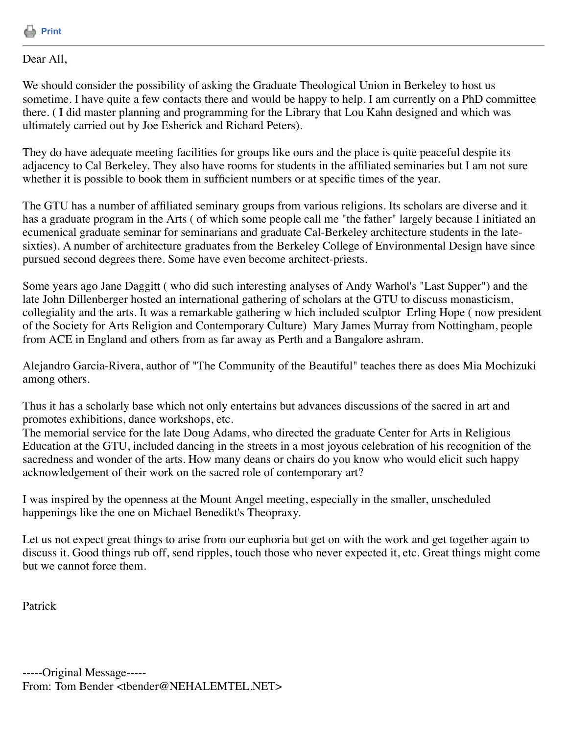Print

Dear All,

We should consider the possibility of asking the Graduate Theological Union in Berkeley to host us sometime. I have quite a few contacts there and would be happy to help. I am currently on a PhD committee there. ( I did master planning and programming for the Library that Lou Kahn designed and which was ultimately carried out by Joe Esherick and Richard Peters).

They do have adequate meeting facilities for groups like ours and the place is quite peaceful despite its adjacency to Cal Berkeley. They also have rooms for students in the affiliated seminaries but I am not sure whether it is possible to book them in sufficient numbers or at specific times of the year.

The GTU has a number of affiliated seminary groups from various religions. Its scholars are diverse and it has a graduate program in the Arts ( of which some people call me "the father" largely because I initiated an ecumenical graduate seminar for seminarians and graduate Cal-Berkeley architecture students in the late-sixties). A number of architecture graduates from the Berkeley College of Environmental Design have since pursued second degrees there. Some have even become architect-priests.

Some years ago Jane Daggitt ( who did such interesting analyses of Andy Warhol's "Last Supper") and the late John Dillenberger hosted an international gathering of scholars at the GTU to discuss monasticism, collegiality and the arts. It was a remarkable gathering w hich included sculptor Erling Hope ( now president of the Society for Arts Religion and Contemporary Culture) Mary James Murray from Nottingham, people from ACE in England and others from as far away as Perth and a Bangalore ashram.

Alejandro Garcia-Rivera, author of "The Community of the Beautiful" teaches there as does Mia Mochizuki among others.

Thus it has a scholarly base which not only entertains but advances discussions of the sacred in art and promotes exhibitions, dance workshops, etc.
The memorial service for the late Doug Adams, who directed the graduate Center for Arts in Religious Education at the GTU, included dancing in the streets in a most joyous celebration of his recognition of the sacredness and wonder of the arts. How many deans or chairs do you know who would elicit such happy acknowledgement of their work on the sacred role of contemporary art?

I was inspired by the openness at the Mount Angel meeting, especially in the smaller, unscheduled happenings like the one on Michael Benedikt's Theopraxy.

Let us not expect great things to arise from our euphoria but get on with the work and get together again to discuss it. Good things rub off, send ripples, touch those who never expected it, etc. Great things might come but we cannot force them.

Patrick

-----Original Message-----
From: Tom Bender <tbender@NEHALEMTEL.NET>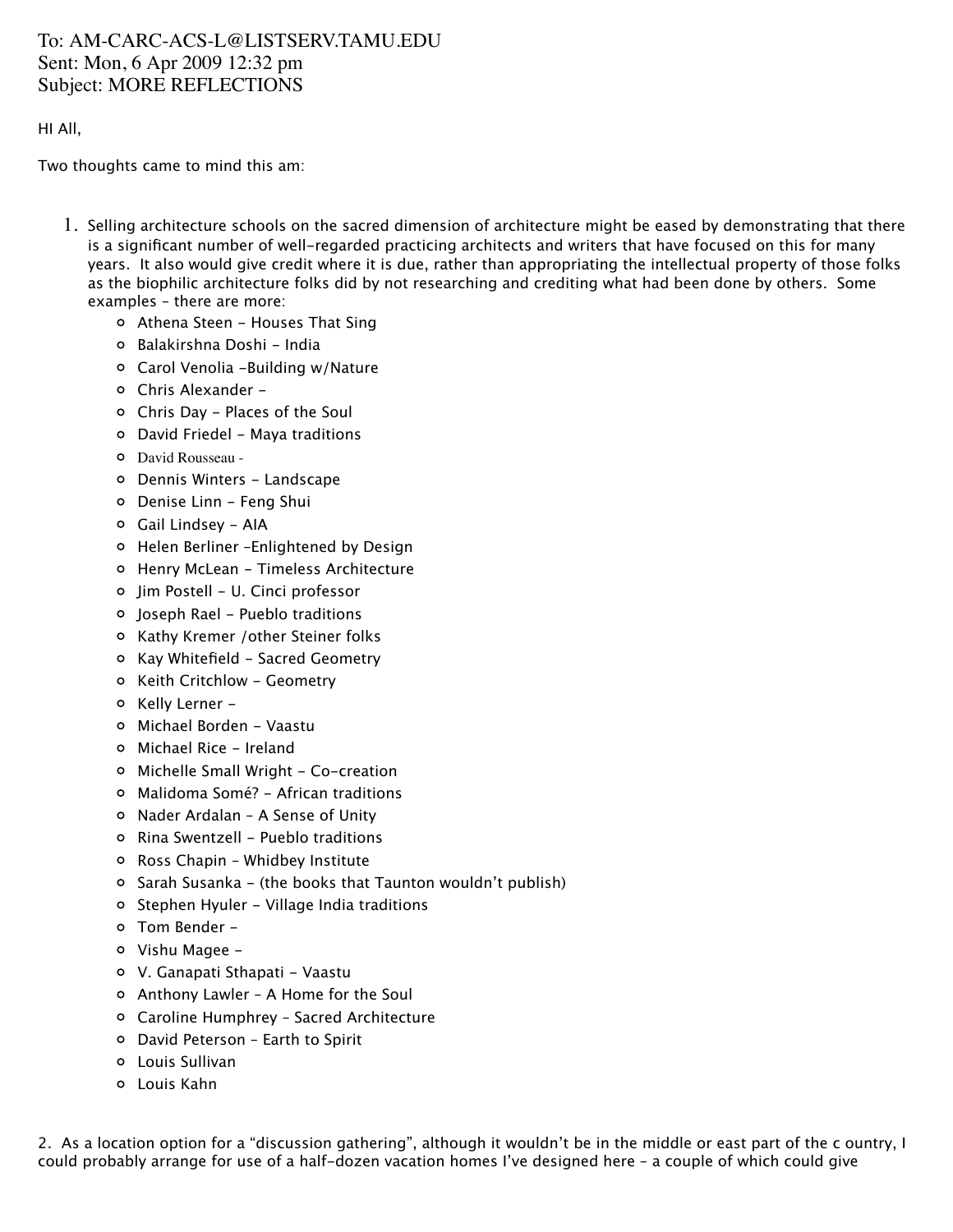To: AM-CARC-ACS-L@LISTSERV.TAMU.EDU
Sent: Mon, 6 Apr 2009 12:32 pm
Subject: MORE REFLECTIONS

HI All,

Two thoughts came to mind this am:

1. Selling architecture schools on the sacred dimension of architecture might be eased by demonstrating that there is a significant number of well-regarded practicing architects and writers that have focused on this for many years. It also would give credit where it is due, rather than appropriating the intellectual property of those folks as the biophilic architecture folks did by not researching and crediting what had been done by others. Some examples – there are more:
   - Athena Steen – Houses That Sing
   - Balakirshna Doshi – India
   - Carol Venolia –Building w/Nature
   - Chris Alexander –
   - Chris Day – Places of the Soul
   - David Friedel – Maya traditions
   - David Rousseau -
   - Dennis Winters – Landscape
   - Denise Linn – Feng Shui
   - Gail Lindsey – AIA
   - Helen Berliner –Enlightened by Design
   - Henry McLean – Timeless Architecture
   - Jim Postell – U. Cinci professor
   - Joseph Rael – Pueblo traditions
   - Kathy Kremer /other Steiner folks
   - Kay Whitefield – Sacred Geometry
   - Keith Critchlow – Geometry
   - Kelly Lerner –
   - Michael Borden – Vaastu
   - Michael Rice – Ireland
   - Michelle Small Wright – Co-creation
   - Malidoma Somé? – African traditions
   - Nader Ardalan – A Sense of Unity
   - Rina Swentzell – Pueblo traditions
   - Ross Chapin – Whidbey Institute
   - Sarah Susanka – (the books that Taunton wouldn't publish)
   - Stephen Hyuler – Village India traditions
   - Tom Bender –
   - Vishu Magee –
   - V. Ganapati Sthapati – Vaastu
   - Anthony Lawler – A Home for the Soul
   - Caroline Humphrey – Sacred Architecture
   - David Peterson – Earth to Spirit
   - Louis Sullivan
   - Louis Kahn

2. As a location option for a "discussion gathering", although it wouldn't be in the middle or east part of the c ountry, I could probably arrange for use of a half-dozen vacation homes I've designed here – a couple of which could give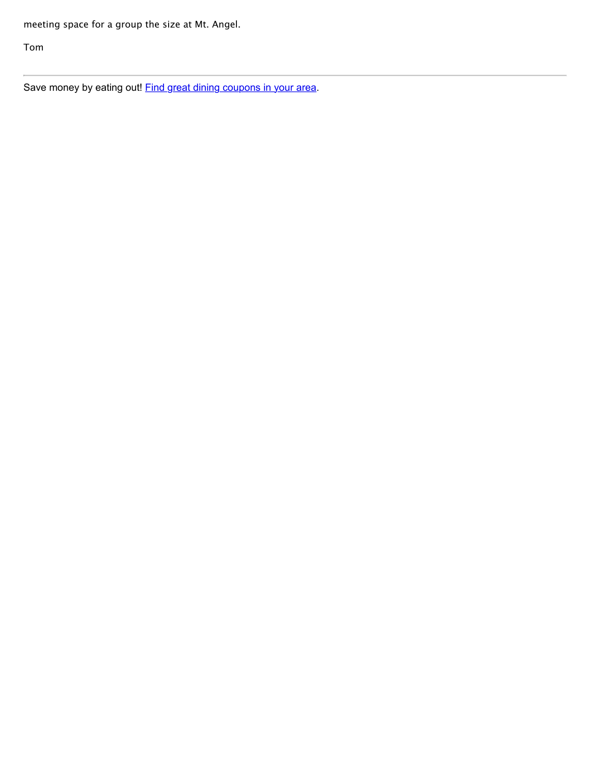meeting space for a group the size at Mt. Angel.

Tom

---

Save money by eating out! Find great dining coupons in your area.